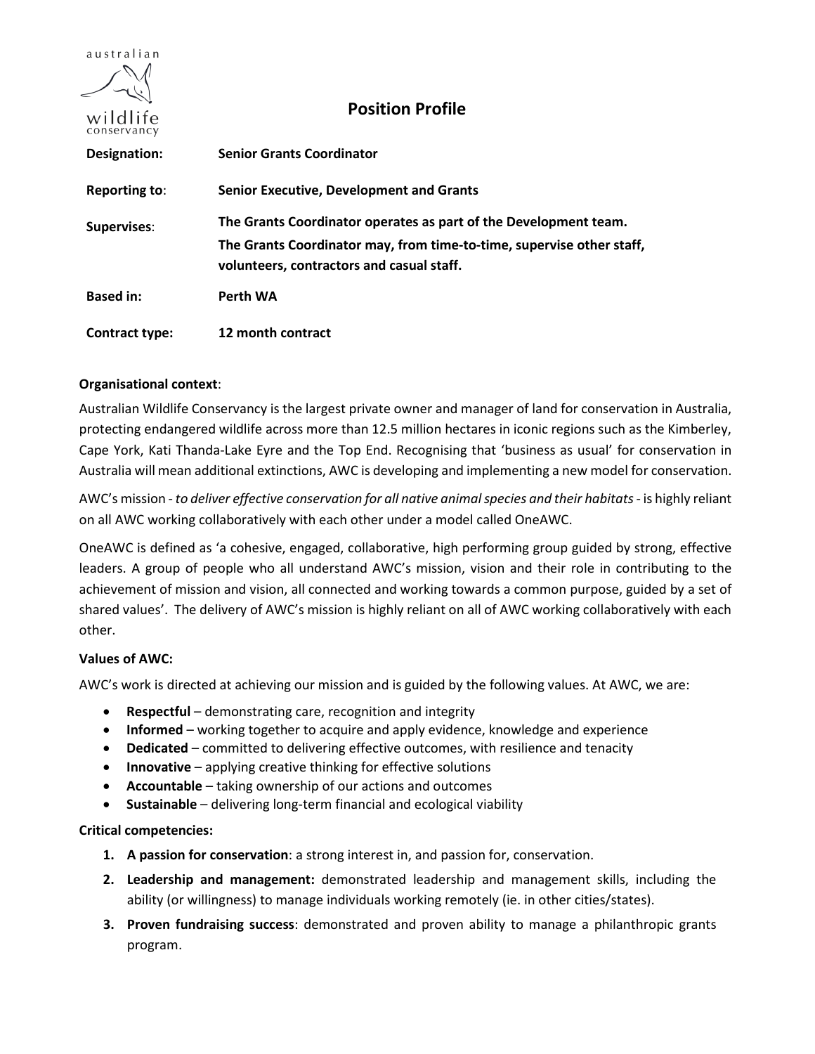australian wildlife conservancy

# Position Profile

| | |
|---|---|
| **Designation:** | **Senior Grants Coordinator** |
| **Reporting to**: | **Senior Executive, Development and Grants** |
| **Supervises**: | **The Grants Coordinator operates as part of the Development team.** **The Grants Coordinator may, from time-to-time, supervise other staff, volunteers, contractors and casual staff.** |
| **Based in:** | **Perth WA** |
| **Contract type:** | **12 month contract** |

**Organisational context**:

Australian Wildlife Conservancy is the largest private owner and manager of land for conservation in Australia, protecting endangered wildlife across more than 12.5 million hectares in iconic regions such as the Kimberley, Cape York, Kati Thanda-Lake Eyre and the Top End. Recognising that 'business as usual' for conservation in Australia will mean additional extinctions, AWC is developing and implementing a new model for conservation.

AWC's mission - *to deliver effective conservation for all native animal species and their habitats* - is highly reliant on all AWC working collaboratively with each other under a model called OneAWC.

OneAWC is defined as 'a cohesive, engaged, collaborative, high performing group guided by strong, effective leaders. A group of people who all understand AWC's mission, vision and their role in contributing to the achievement of mission and vision, all connected and working towards a common purpose, guided by a set of shared values'. The delivery of AWC's mission is highly reliant on all of AWC working collaboratively with each other.

**Values of AWC:**

AWC's work is directed at achieving our mission and is guided by the following values. At AWC, we are:

- **Respectful** – demonstrating care, recognition and integrity
- **Informed** – working together to acquire and apply evidence, knowledge and experience
- **Dedicated** – committed to delivering effective outcomes, with resilience and tenacity
- **Innovative** – applying creative thinking for effective solutions
- **Accountable** – taking ownership of our actions and outcomes
- **Sustainable** – delivering long-term financial and ecological viability

**Critical competencies:**

1. **A passion for conservation**: a strong interest in, and passion for, conservation.
2. **Leadership and management:** demonstrated leadership and management skills, including the ability (or willingness) to manage individuals working remotely (ie. in other cities/states).
3. **Proven fundraising success**: demonstrated and proven ability to manage a philanthropic grants program.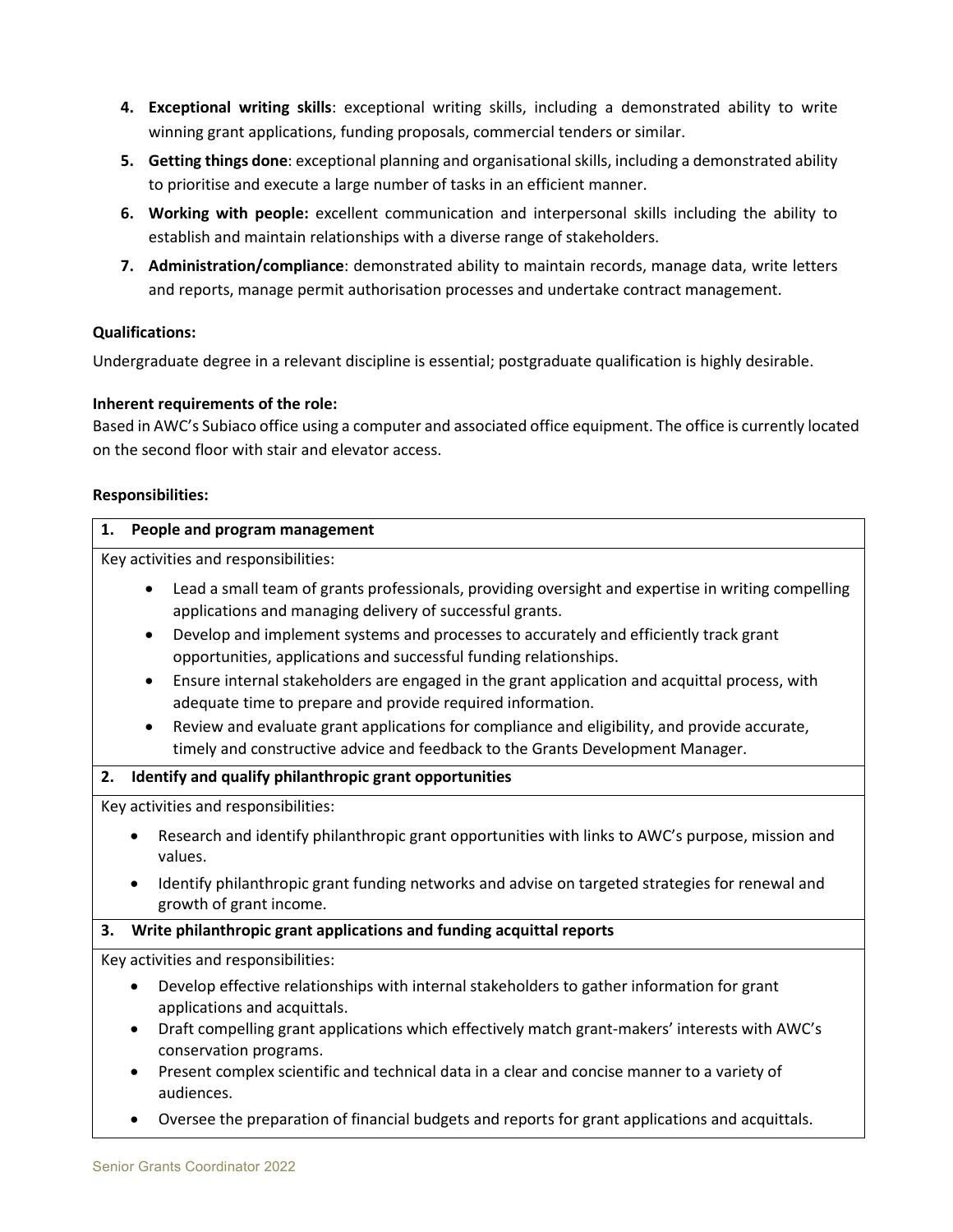4. **Exceptional writing skills**: exceptional writing skills, including a demonstrated ability to write winning grant applications, funding proposals, commercial tenders or similar.
5. **Getting things done**: exceptional planning and organisational skills, including a demonstrated ability to prioritise and execute a large number of tasks in an efficient manner.
6. **Working with people:** excellent communication and interpersonal skills including the ability to establish and maintain relationships with a diverse range of stakeholders.
7. **Administration/compliance**: demonstrated ability to maintain records, manage data, write letters and reports, manage permit authorisation processes and undertake contract management.

**Qualifications:**

Undergraduate degree in a relevant discipline is essential; postgraduate qualification is highly desirable.

**Inherent requirements of the role:**

Based in AWC's Subiaco office using a computer and associated office equipment. The office is currently located on the second floor with stair and elevator access.

**Responsibilities:**

**1. People and program management**

Key activities and responsibilities:

- Lead a small team of grants professionals, providing oversight and expertise in writing compelling applications and managing delivery of successful grants.
- Develop and implement systems and processes to accurately and efficiently track grant opportunities, applications and successful funding relationships.
- Ensure internal stakeholders are engaged in the grant application and acquittal process, with adequate time to prepare and provide required information.
- Review and evaluate grant applications for compliance and eligibility, and provide accurate, timely and constructive advice and feedback to the Grants Development Manager.

**2. Identify and qualify philanthropic grant opportunities**

Key activities and responsibilities:

- Research and identify philanthropic grant opportunities with links to AWC's purpose, mission and values.
- Identify philanthropic grant funding networks and advise on targeted strategies for renewal and growth of grant income.

**3. Write philanthropic grant applications and funding acquittal reports**

Key activities and responsibilities:

- Develop effective relationships with internal stakeholders to gather information for grant applications and acquittals.
- Draft compelling grant applications which effectively match grant-makers' interests with AWC's conservation programs.
- Present complex scientific and technical data in a clear and concise manner to a variety of audiences.
- Oversee the preparation of financial budgets and reports for grant applications and acquittals.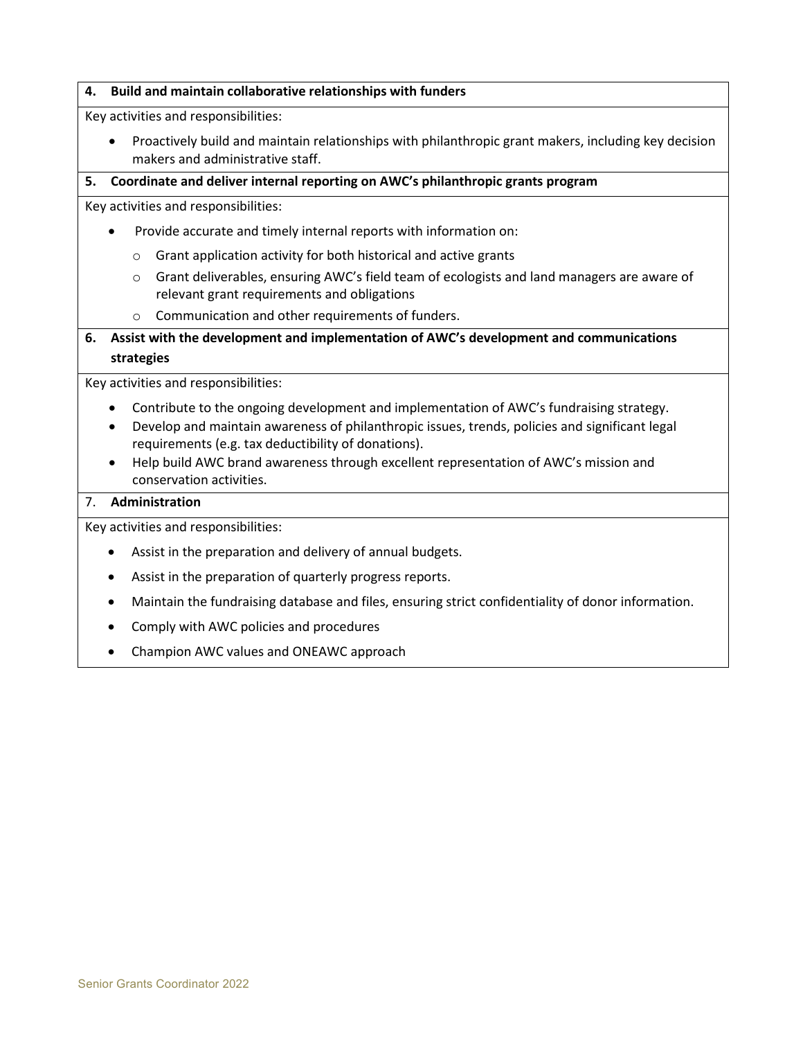**4. Build and maintain collaborative relationships with funders**

Key activities and responsibilities:

- Proactively build and maintain relationships with philanthropic grant makers, including key decision makers and administrative staff.

**5. Coordinate and deliver internal reporting on AWC's philanthropic grants program**

Key activities and responsibilities:

- Provide accurate and timely internal reports with information on:
  - Grant application activity for both historical and active grants
  - Grant deliverables, ensuring AWC's field team of ecologists and land managers are aware of relevant grant requirements and obligations
  - Communication and other requirements of funders.

**6. Assist with the development and implementation of AWC's development and communications strategies**

Key activities and responsibilities:

- Contribute to the ongoing development and implementation of AWC's fundraising strategy.
- Develop and maintain awareness of philanthropic issues, trends, policies and significant legal requirements (e.g. tax deductibility of donations).
- Help build AWC brand awareness through excellent representation of AWC's mission and conservation activities.

7. **Administration**

Key activities and responsibilities:

- Assist in the preparation and delivery of annual budgets.
- Assist in the preparation of quarterly progress reports.
- Maintain the fundraising database and files, ensuring strict confidentiality of donor information.
- Comply with AWC policies and procedures
- Champion AWC values and ONEAWC approach